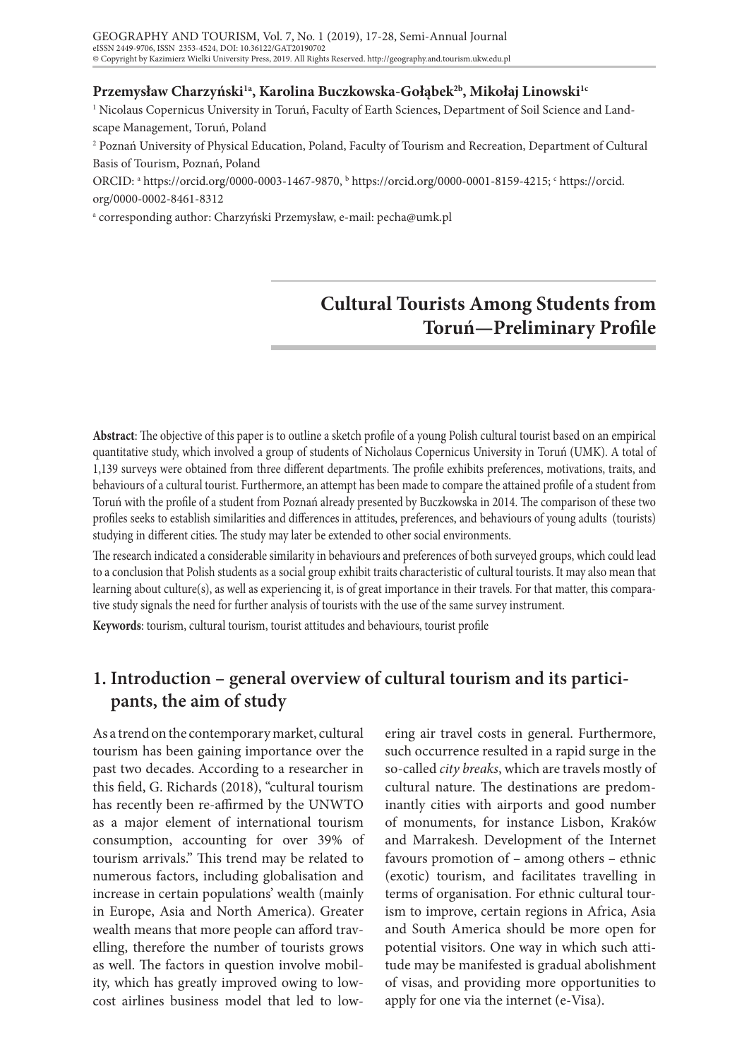**Przemysław Charzyński[1a], Karolina Buczkowska-Gołąbek[2b], Mikołaj Linowski[1c]**

[1] Nicolaus Copernicus University in Toruń, Faculty of Earth Sciences, Department of Soil Science and Landscape Management, Toruń, Poland

[2] Poznań University of Physical Education, Poland, Faculty of Tourism and Recreation, Department of Cultural Basis of Tourism, Poznań, Poland

ORCID: [a] https://orcid.org/0000-0003-1467-9870, [b] https://orcid.org/0000-0001-8159-4215; [c] https://orcid.org/0000-0002-8461-8312

[a] corresponding author: Charzyński Przemysław, e-mail: pecha@umk.pl

# Cultural Tourists Among Students from Toruń—Preliminary Profile

**Abstract**: The objective of this paper is to outline a sketch profile of a young Polish cultural tourist based on an empirical quantitative study, which involved a group of students of Nicholaus Copernicus University in Toruń (UMK). A total of 1,139 surveys were obtained from three different departments. The profile exhibits preferences, motivations, traits, and behaviours of a cultural tourist. Furthermore, an attempt has been made to compare the attained profile of a student from Toruń with the profile of a student from Poznań already presented by Buczkowska in 2014. The comparison of these two profiles seeks to establish similarities and differences in attitudes, preferences, and behaviours of young adults (tourists) studying in different cities. The study may later be extended to other social environments.

The research indicated a considerable similarity in behaviours and preferences of both surveyed groups, which could lead to a conclusion that Polish students as a social group exhibit traits characteristic of cultural tourists. It may also mean that learning about culture(s), as well as experiencing it, is of great importance in their travels. For that matter, this comparative study signals the need for further analysis of tourists with the use of the same survey instrument.

**Keywords**: tourism, cultural tourism, tourist attitudes and behaviours, tourist profile

## 1. Introduction – general overview of cultural tourism and its participants, the aim of study

As a trend on the contemporary market, cultural tourism has been gaining importance over the past two decades. According to a researcher in this field, G. Richards (2018), "cultural tourism has recently been re-affirmed by the UNWTO as a major element of international tourism consumption, accounting for over 39% of tourism arrivals." This trend may be related to numerous factors, including globalisation and increase in certain populations' wealth (mainly in Europe, Asia and North America). Greater wealth means that more people can afford travelling, therefore the number of tourists grows as well. The factors in question involve mobility, which has greatly improved owing to low-cost airlines business model that led to lowering air travel costs in general. Furthermore, such occurrence resulted in a rapid surge in the so-called *city breaks*, which are travels mostly of cultural nature. The destinations are predominantly cities with airports and good number of monuments, for instance Lisbon, Kraków and Marrakesh. Development of the Internet favours promotion of – among others – ethnic (exotic) tourism, and facilitates travelling in terms of organisation. For ethnic cultural tourism to improve, certain regions in Africa, Asia and South America should be more open for potential visitors. One way in which such attitude may be manifested is gradual abolishment of visas, and providing more opportunities to apply for one via the internet (e-Visa).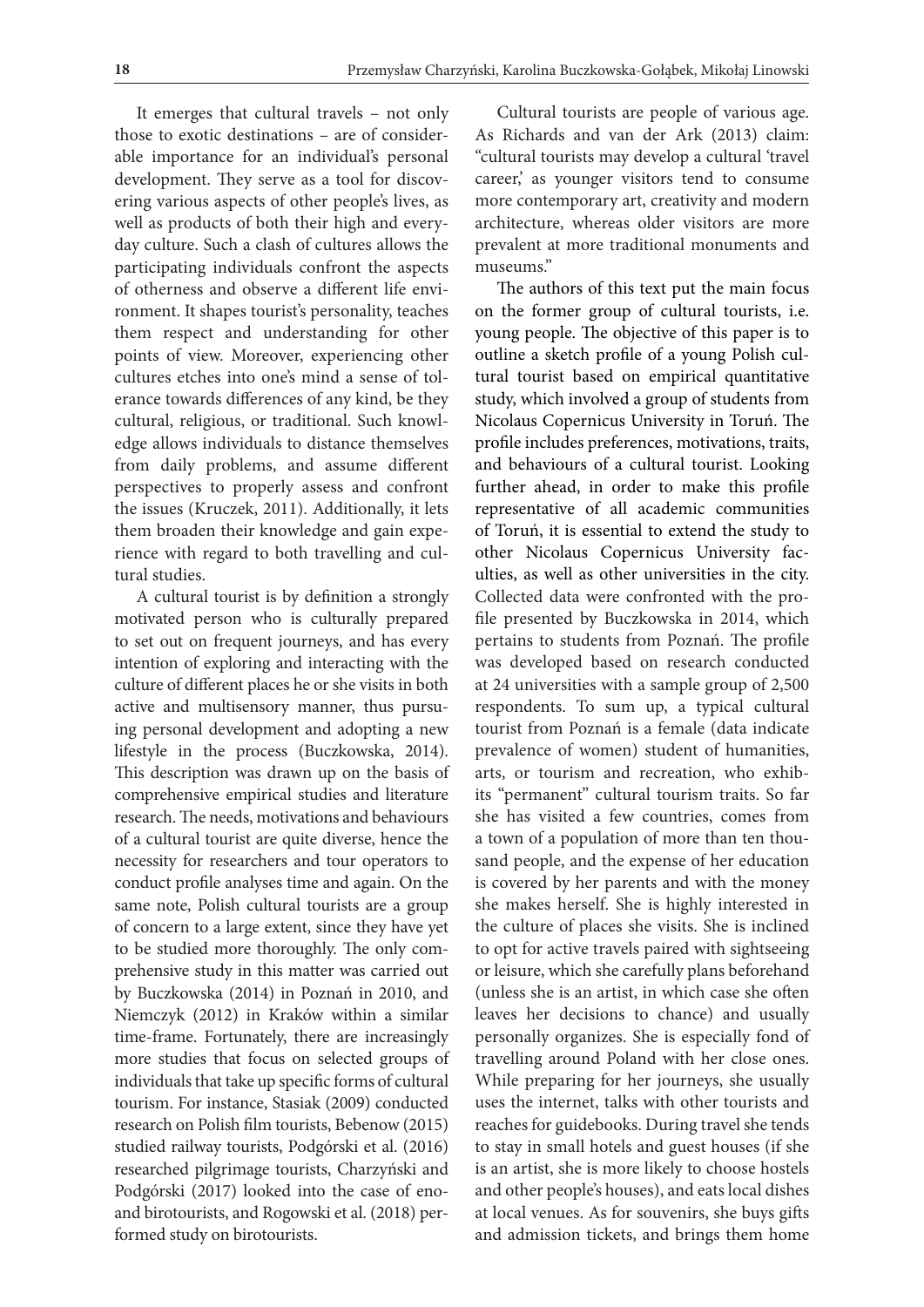It emerges that cultural travels – not only those to exotic destinations – are of considerable importance for an individual's personal development. They serve as a tool for discovering various aspects of other people's lives, as well as products of both their high and everyday culture. Such a clash of cultures allows the participating individuals confront the aspects of otherness and observe a different life environment. It shapes tourist's personality, teaches them respect and understanding for other points of view. Moreover, experiencing other cultures etches into one's mind a sense of tolerance towards differences of any kind, be they cultural, religious, or traditional. Such knowledge allows individuals to distance themselves from daily problems, and assume different perspectives to properly assess and confront the issues (Kruczek, 2011). Additionally, it lets them broaden their knowledge and gain experience with regard to both travelling and cultural studies.

A cultural tourist is by definition a strongly motivated person who is culturally prepared to set out on frequent journeys, and has every intention of exploring and interacting with the culture of different places he or she visits in both active and multisensory manner, thus pursuing personal development and adopting a new lifestyle in the process (Buczkowska, 2014). This description was drawn up on the basis of comprehensive empirical studies and literature research. The needs, motivations and behaviours of a cultural tourist are quite diverse, hence the necessity for researchers and tour operators to conduct profile analyses time and again. On the same note, Polish cultural tourists are a group of concern to a large extent, since they have yet to be studied more thoroughly. The only comprehensive study in this matter was carried out by Buczkowska (2014) in Poznań in 2010, and Niemczyk (2012) in Kraków within a similar time-frame. Fortunately, there are increasingly more studies that focus on selected groups of individuals that take up specific forms of cultural tourism. For instance, Stasiak (2009) conducted research on Polish film tourists, Bebenow (2015) studied railway tourists, Podgórski et al. (2016) researched pilgrimage tourists, Charzyński and Podgórski (2017) looked into the case of eno- and birotourists, and Rogowski et al. (2018) performed study on birotourists.

Cultural tourists are people of various age. As Richards and van der Ark (2013) claim: "cultural tourists may develop a cultural 'travel career,' as younger visitors tend to consume more contemporary art, creativity and modern architecture, whereas older visitors are more prevalent at more traditional monuments and museums."

The authors of this text put the main focus on the former group of cultural tourists, i.e. young people. The objective of this paper is to outline a sketch profile of a young Polish cultural tourist based on empirical quantitative study, which involved a group of students from Nicolaus Copernicus University in Toruń. The profile includes preferences, motivations, traits, and behaviours of a cultural tourist. Looking further ahead, in order to make this profile representative of all academic communities of Toruń, it is essential to extend the study to other Nicolaus Copernicus University faculties, as well as other universities in the city. Collected data were confronted with the profile presented by Buczkowska in 2014, which pertains to students from Poznań. The profile was developed based on research conducted at 24 universities with a sample group of 2,500 respondents. To sum up, a typical cultural tourist from Poznań is a female (data indicate prevalence of women) student of humanities, arts, or tourism and recreation, who exhibits "permanent" cultural tourism traits. So far she has visited a few countries, comes from a town of a population of more than ten thousand people, and the expense of her education is covered by her parents and with the money she makes herself. She is highly interested in the culture of places she visits. She is inclined to opt for active travels paired with sightseeing or leisure, which she carefully plans beforehand (unless she is an artist, in which case she often leaves her decisions to chance) and usually personally organizes. She is especially fond of travelling around Poland with her close ones. While preparing for her journeys, she usually uses the internet, talks with other tourists and reaches for guidebooks. During travel she tends to stay in small hotels and guest houses (if she is an artist, she is more likely to choose hostels and other people's houses), and eats local dishes at local venues. As for souvenirs, she buys gifts and admission tickets, and brings them home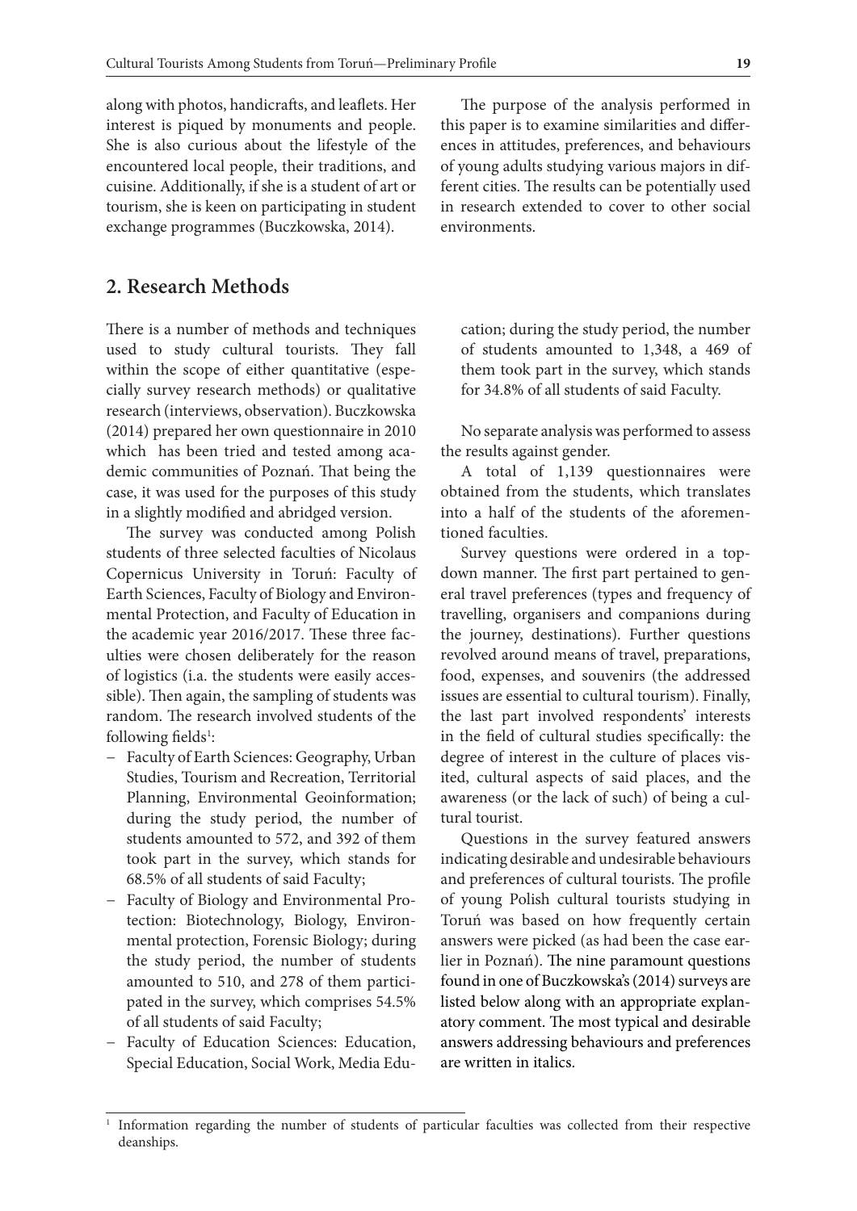along with photos, handicrafts, and leaflets. Her interest is piqued by monuments and people. She is also curious about the lifestyle of the encountered local people, their traditions, and cuisine. Additionally, if she is a student of art or tourism, she is keen on participating in student exchange programmes (Buczkowska, 2014).

The purpose of the analysis performed in this paper is to examine similarities and differences in attitudes, preferences, and behaviours of young adults studying various majors in different cities. The results can be potentially used in research extended to cover to other social environments.

## 2. Research Methods

There is a number of methods and techniques used to study cultural tourists. They fall within the scope of either quantitative (especially survey research methods) or qualitative research (interviews, observation). Buczkowska (2014) prepared her own questionnaire in 2010 which has been tried and tested among academic communities of Poznań. That being the case, it was used for the purposes of this study in a slightly modified and abridged version.

The survey was conducted among Polish students of three selected faculties of Nicolaus Copernicus University in Toruń: Faculty of Earth Sciences, Faculty of Biology and Environmental Protection, and Faculty of Education in the academic year 2016/2017. These three faculties were chosen deliberately for the reason of logistics (i.a. the students were easily accessible). Then again, the sampling of students was random. The research involved students of the following fields[1]:

- Faculty of Earth Sciences: Geography, Urban Studies, Tourism and Recreation, Territorial Planning, Environmental Geoinformation; during the study period, the number of students amounted to 572, and 392 of them took part in the survey, which stands for 68.5% of all students of said Faculty;
- Faculty of Biology and Environmental Protection: Biotechnology, Biology, Environmental protection, Forensic Biology; during the study period, the number of students amounted to 510, and 278 of them participated in the survey, which comprises 54.5% of all students of said Faculty;
- Faculty of Education Sciences: Education, Special Education, Social Work, Media Education; during the study period, the number of students amounted to 1,348, a 469 of them took part in the survey, which stands for 34.8% of all students of said Faculty.

No separate analysis was performed to assess the results against gender.

A total of 1,139 questionnaires were obtained from the students, which translates into a half of the students of the aforementioned faculties.

Survey questions were ordered in a top-down manner. The first part pertained to general travel preferences (types and frequency of travelling, organisers and companions during the journey, destinations). Further questions revolved around means of travel, preparations, food, expenses, and souvenirs (the addressed issues are essential to cultural tourism). Finally, the last part involved respondents' interests in the field of cultural studies specifically: the degree of interest in the culture of places visited, cultural aspects of said places, and the awareness (or the lack of such) of being a cultural tourist.

Questions in the survey featured answers indicating desirable and undesirable behaviours and preferences of cultural tourists. The profile of young Polish cultural tourists studying in Toruń was based on how frequently certain answers were picked (as had been the case earlier in Poznań). The nine paramount questions found in one of Buczkowska's (2014) surveys are listed below along with an appropriate explanatory comment. The most typical and desirable answers addressing behaviours and preferences are written in italics.

[1] Information regarding the number of students of particular faculties was collected from their respective deanships.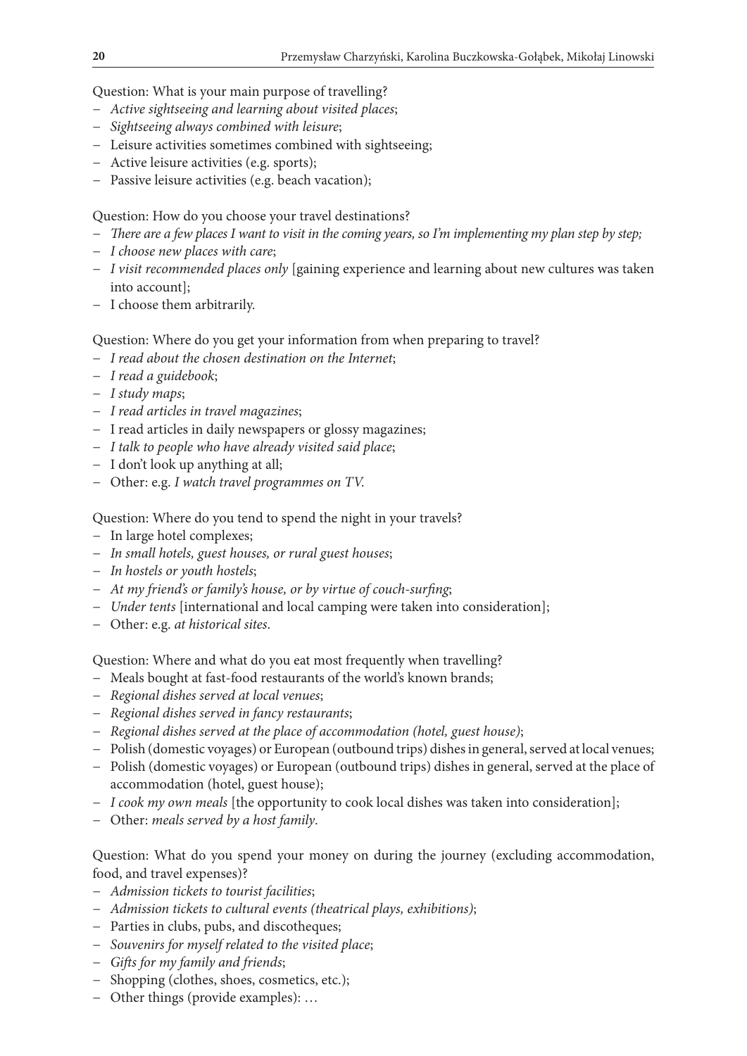Question: What is your main purpose of travelling?

- *Active sightseeing and learning about visited places*;
- *Sightseeing always combined with leisure*;
- Leisure activities sometimes combined with sightseeing;
- Active leisure activities (e.g. sports);
- Passive leisure activities (e.g. beach vacation);

Question: How do you choose your travel destinations?

- *There are a few places I want to visit in the coming years, so I'm implementing my plan step by step;*
- *I choose new places with care*;
- *I visit recommended places only* [gaining experience and learning about new cultures was taken into account];
- I choose them arbitrarily.

Question: Where do you get your information from when preparing to travel?

- *I read about the chosen destination on the Internet*;
- *I read a guidebook*;
- *I study maps*;
- *I read articles in travel magazines*;
- I read articles in daily newspapers or glossy magazines;
- *I talk to people who have already visited said place*;
- I don't look up anything at all;
- Other: e.g. *I watch travel programmes on TV.*

Question: Where do you tend to spend the night in your travels?

- In large hotel complexes;
- *In small hotels, guest houses, or rural guest houses*;
- *In hostels or youth hostels*;
- *At my friend's or family's house, or by virtue of couch-surfing*;
- *Under tents* [international and local camping were taken into consideration];
- Other: e.g. *at historical sites*.

Question: Where and what do you eat most frequently when travelling?

- Meals bought at fast-food restaurants of the world's known brands;
- *Regional dishes served at local venues*;
- *Regional dishes served in fancy restaurants*;
- *Regional dishes served at the place of accommodation (hotel, guest house)*;
- Polish (domestic voyages) or European (outbound trips) dishes in general, served at local venues;
- Polish (domestic voyages) or European (outbound trips) dishes in general, served at the place of accommodation (hotel, guest house);
- *I cook my own meals* [the opportunity to cook local dishes was taken into consideration];
- Other: *meals served by a host family*.

Question: What do you spend your money on during the journey (excluding accommodation, food, and travel expenses)?

- *Admission tickets to tourist facilities*;
- *Admission tickets to cultural events (theatrical plays, exhibitions)*;
- Parties in clubs, pubs, and discotheques;
- *Souvenirs for myself related to the visited place*;
- *Gifts for my family and friends*;
- Shopping (clothes, shoes, cosmetics, etc.);
- Other things (provide examples): …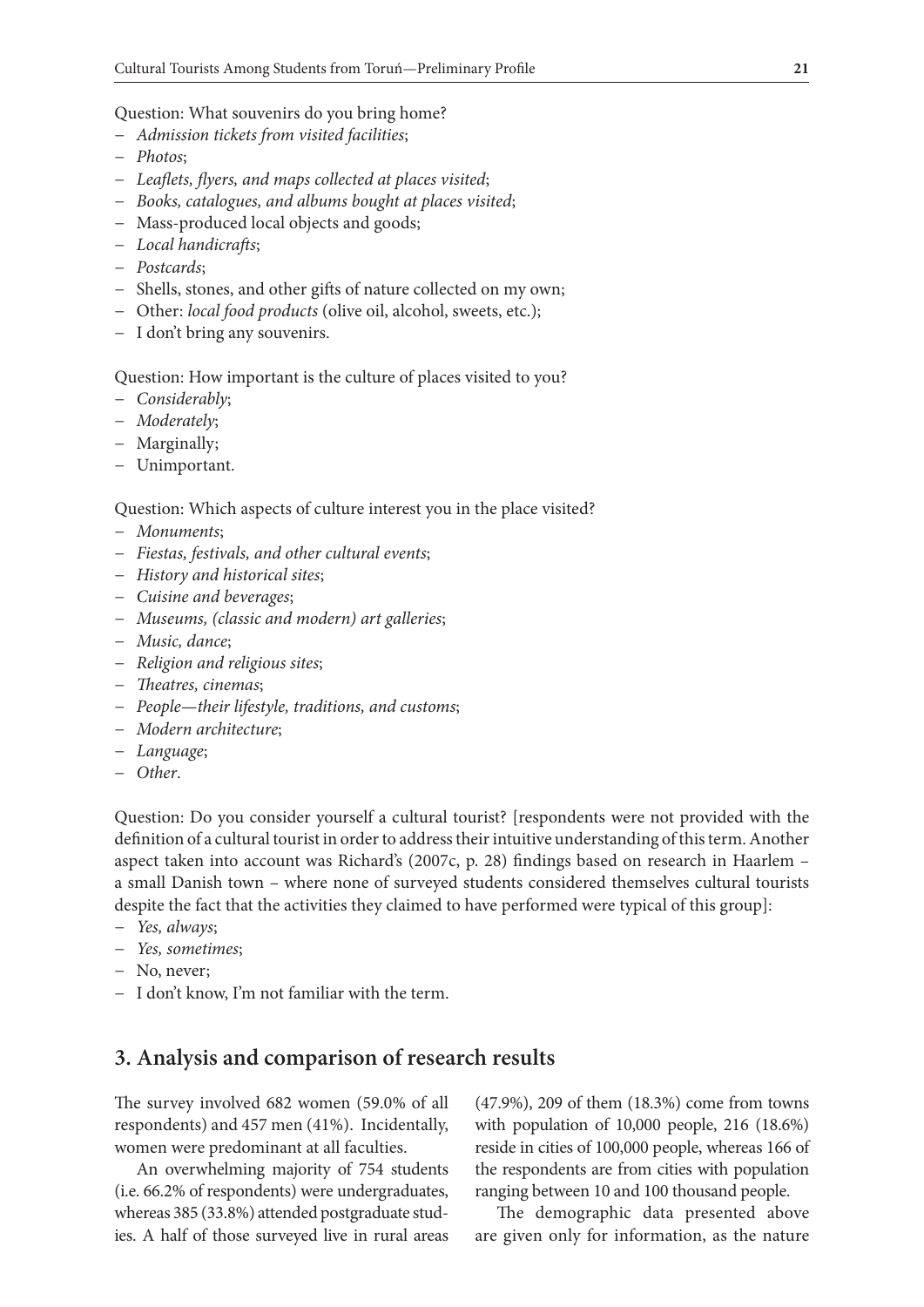Question: What souvenirs do you bring home?

- *Admission tickets from visited facilities*;
- *Photos*;
- *Leaflets, flyers, and maps collected at places visited*;
- *Books, catalogues, and albums bought at places visited*;
- Mass-produced local objects and goods;
- *Local handicrafts*;
- *Postcards*;
- Shells, stones, and other gifts of nature collected on my own;
- Other: *local food products* (olive oil, alcohol, sweets, etc.);
- I don't bring any souvenirs.

Question: How important is the culture of places visited to you?

- *Considerably*;
- *Moderately*;
- Marginally;
- Unimportant.

Question: Which aspects of culture interest you in the place visited?

- *Monuments*;
- *Fiestas, festivals, and other cultural events*;
- *History and historical sites*;
- *Cuisine and beverages*;
- *Museums, (classic and modern) art galleries*;
- *Music, dance*;
- *Religion and religious sites*;
- *Theatres, cinemas*;
- *People—their lifestyle, traditions, and customs*;
- *Modern architecture*;
- *Language*;
- *Other*.

Question: Do you consider yourself a cultural tourist? [respondents were not provided with the definition of a cultural tourist in order to address their intuitive understanding of this term. Another aspect taken into account was Richard's (2007c, p. 28) findings based on research in Haarlem – a small Danish town – where none of surveyed students considered themselves cultural tourists despite the fact that the activities they claimed to have performed were typical of this group]:

- *Yes, always*;
- *Yes, sometimes*;
- No, never;
- I don't know, I'm not familiar with the term.

## 3. Analysis and comparison of research results

The survey involved 682 women (59.0% of all respondents) and 457 men (41%). Incidentally, women were predominant at all faculties.

An overwhelming majority of 754 students (i.e. 66.2% of respondents) were undergraduates, whereas 385 (33.8%) attended postgraduate studies. A half of those surveyed live in rural areas (47.9%), 209 of them (18.3%) come from towns with population of 10,000 people, 216 (18.6%) reside in cities of 100,000 people, whereas 166 of the respondents are from cities with population ranging between 10 and 100 thousand people.

The demographic data presented above are given only for information, as the nature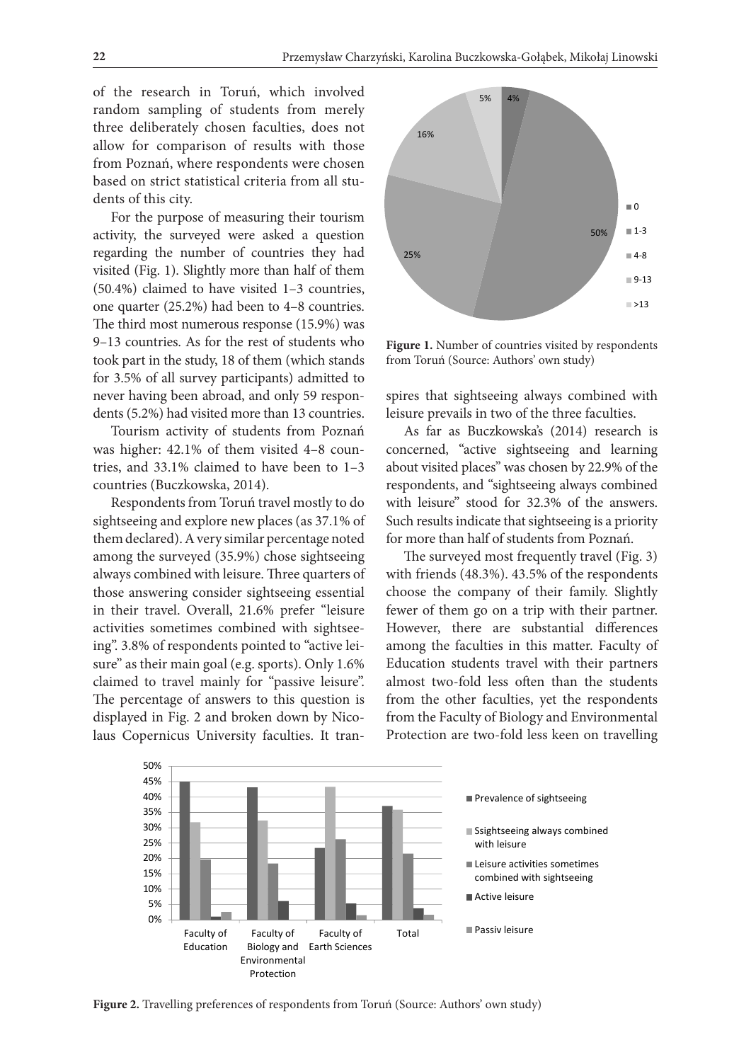of the research in Toruń, which involved random sampling of students from merely three deliberately chosen faculties, does not allow for comparison of results with those from Poznań, where respondents were chosen based on strict statistical criteria from all students of this city.

For the purpose of measuring their tourism activity, the surveyed were asked a question regarding the number of countries they had visited (Fig. 1). Slightly more than half of them (50.4%) claimed to have visited 1–3 countries, one quarter (25.2%) had been to 4–8 countries. The third most numerous response (15.9%) was 9–13 countries. As for the rest of students who took part in the study, 18 of them (which stands for 3.5% of all survey participants) admitted to never having been abroad, and only 59 respondents (5.2%) had visited more than 13 countries.

Tourism activity of students from Poznań was higher: 42.1% of them visited 4–8 countries, and 33.1% claimed to have been to 1–3 countries (Buczkowska, 2014).

Respondents from Toruń travel mostly to do sightseeing and explore new places (as 37.1% of them declared). A very similar percentage noted among the surveyed (35.9%) chose sightseeing always combined with leisure. Three quarters of those answering consider sightseeing essential in their travel. Overall, 21.6% prefer "leisure activities sometimes combined with sightseeing". 3.8% of respondents pointed to "active leisure" as their main goal (e.g. sports). Only 1.6% claimed to travel mainly for "passive leisure". The percentage of answers to this question is displayed in Fig. 2 and broken down by Nicolaus Copernicus University faculties. It transpires that sightseeing always combined with leisure prevails in two of the three faculties.

**Figure 1.** Number of countries visited by respondents from Toruń (Source: Authors' own study)

As far as Buczkowska's (2014) research is concerned, "active sightseeing and learning about visited places" was chosen by 22.9% of the respondents, and "sightseeing always combined with leisure" stood for 32.3% of the answers. Such results indicate that sightseeing is a priority for more than half of students from Poznań.

The surveyed most frequently travel (Fig. 3) with friends (48.3%). 43.5% of the respondents choose the company of their family. Slightly fewer of them go on a trip with their partner. However, there are substantial differences among the faculties in this matter. Faculty of Education students travel with their partners almost two-fold less often than the students from the other faculties, yet the respondents from the Faculty of Biology and Environmental Protection are two-fold less keen on travelling

**Figure 2.** Travelling preferences of respondents from Toruń (Source: Authors' own study)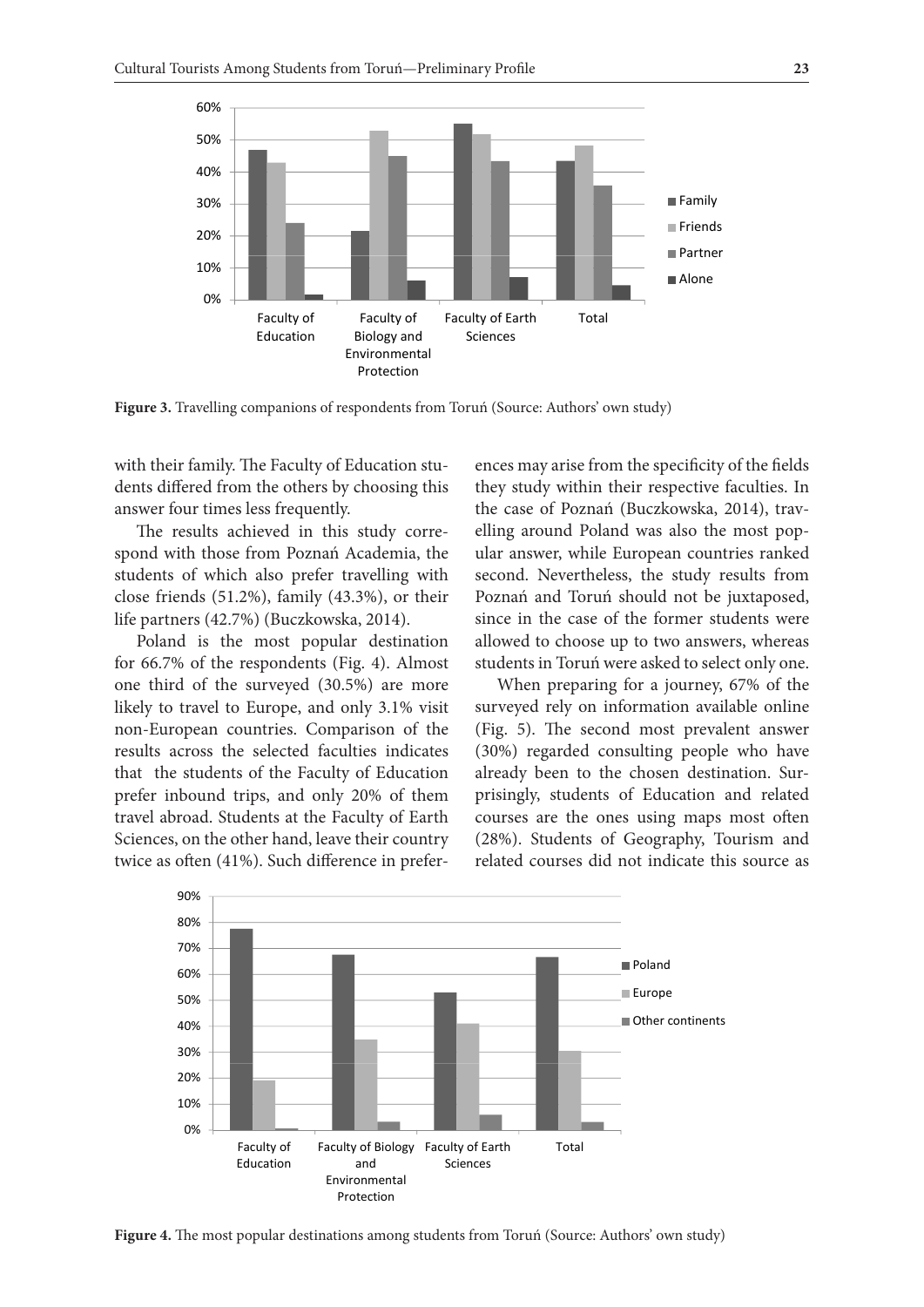**Figure 3.** Travelling companions of respondents from Toruń (Source: Authors' own study)

with their family. The Faculty of Education students differed from the others by choosing this answer four times less frequently.

The results achieved in this study correspond with those from Poznań Academia, the students of which also prefer travelling with close friends (51.2%), family (43.3%), or their life partners (42.7%) (Buczkowska, 2014).

Poland is the most popular destination for 66.7% of the respondents (Fig. 4). Almost one third of the surveyed (30.5%) are more likely to travel to Europe, and only 3.1% visit non-European countries. Comparison of the results across the selected faculties indicates that the students of the Faculty of Education prefer inbound trips, and only 20% of them travel abroad. Students at the Faculty of Earth Sciences, on the other hand, leave their country twice as often (41%). Such difference in preferences may arise from the specificity of the fields they study within their respective faculties. In the case of Poznań (Buczkowska, 2014), travelling around Poland was also the most popular answer, while European countries ranked second. Nevertheless, the study results from Poznań and Toruń should not be juxtaposed, since in the case of the former students were allowed to choose up to two answers, whereas students in Toruń were asked to select only one.

When preparing for a journey, 67% of the surveyed rely on information available online (Fig. 5). The second most prevalent answer (30%) regarded consulting people who have already been to the chosen destination. Surprisingly, students of Education and related courses are the ones using maps most often (28%). Students of Geography, Tourism and related courses did not indicate this source as

**Figure 4.** The most popular destinations among students from Toruń (Source: Authors' own study)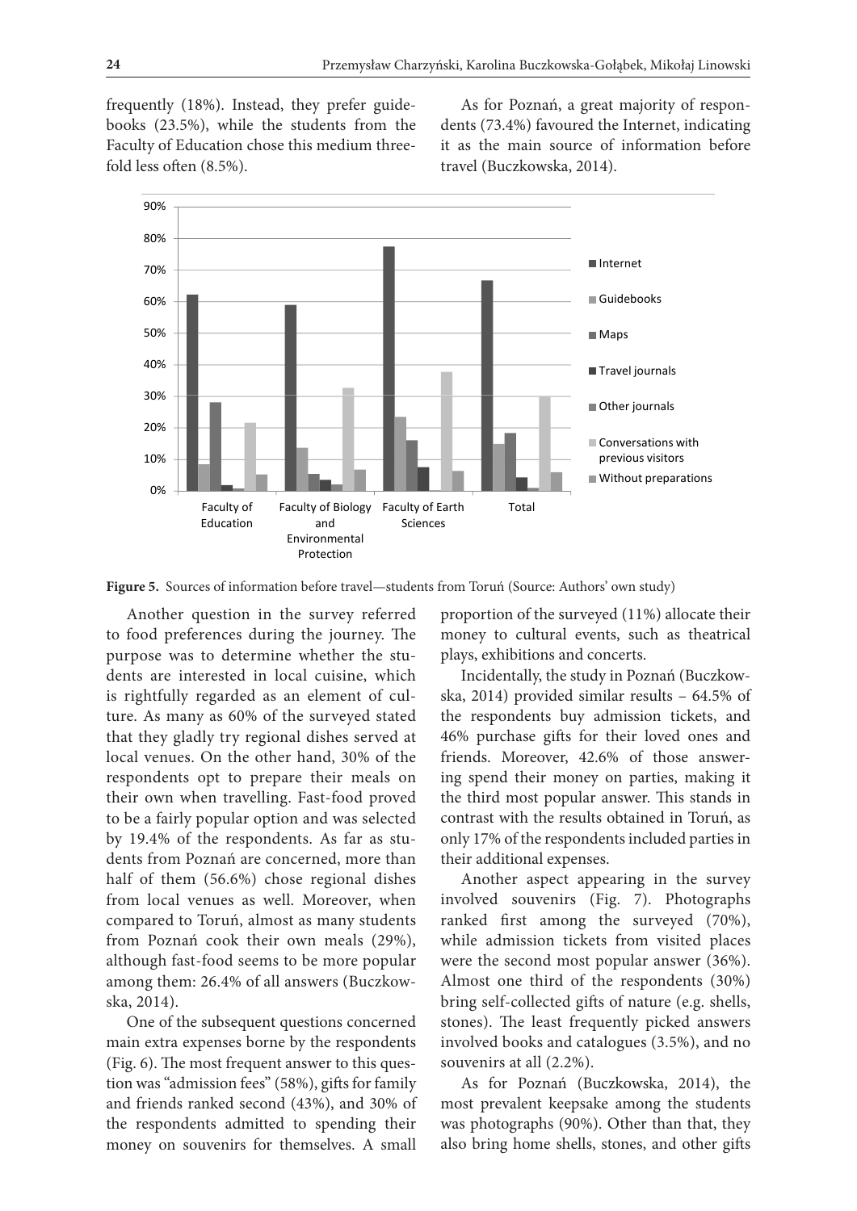frequently (18%). Instead, they prefer guidebooks (23.5%), while the students from the Faculty of Education chose this medium threefold less often (8.5%).

As for Poznań, a great majority of respondents (73.4%) favoured the Internet, indicating it as the main source of information before travel (Buczkowska, 2014).

**Figure 5.** Sources of information before travel—students from Toruń (Source: Authors' own study)

Another question in the survey referred to food preferences during the journey. The purpose was to determine whether the students are interested in local cuisine, which is rightfully regarded as an element of culture. As many as 60% of the surveyed stated that they gladly try regional dishes served at local venues. On the other hand, 30% of the respondents opt to prepare their meals on their own when travelling. Fast-food proved to be a fairly popular option and was selected by 19.4% of the respondents. As far as students from Poznań are concerned, more than half of them (56.6%) chose regional dishes from local venues as well. Moreover, when compared to Toruń, almost as many students from Poznań cook their own meals (29%), although fast-food seems to be more popular among them: 26.4% of all answers (Buczkowska, 2014).

One of the subsequent questions concerned main extra expenses borne by the respondents (Fig. 6). The most frequent answer to this question was "admission fees" (58%), gifts for family and friends ranked second (43%), and 30% of the respondents admitted to spending their money on souvenirs for themselves. A small proportion of the surveyed (11%) allocate their money to cultural events, such as theatrical plays, exhibitions and concerts.

Incidentally, the study in Poznań (Buczkowska, 2014) provided similar results – 64.5% of the respondents buy admission tickets, and 46% purchase gifts for their loved ones and friends. Moreover, 42.6% of those answering spend their money on parties, making it the third most popular answer. This stands in contrast with the results obtained in Toruń, as only 17% of the respondents included parties in their additional expenses.

Another aspect appearing in the survey involved souvenirs (Fig. 7). Photographs ranked first among the surveyed (70%), while admission tickets from visited places were the second most popular answer (36%). Almost one third of the respondents (30%) bring self-collected gifts of nature (e.g. shells, stones). The least frequently picked answers involved books and catalogues (3.5%), and no souvenirs at all (2.2%).

As for Poznań (Buczkowska, 2014), the most prevalent keepsake among the students was photographs (90%). Other than that, they also bring home shells, stones, and other gifts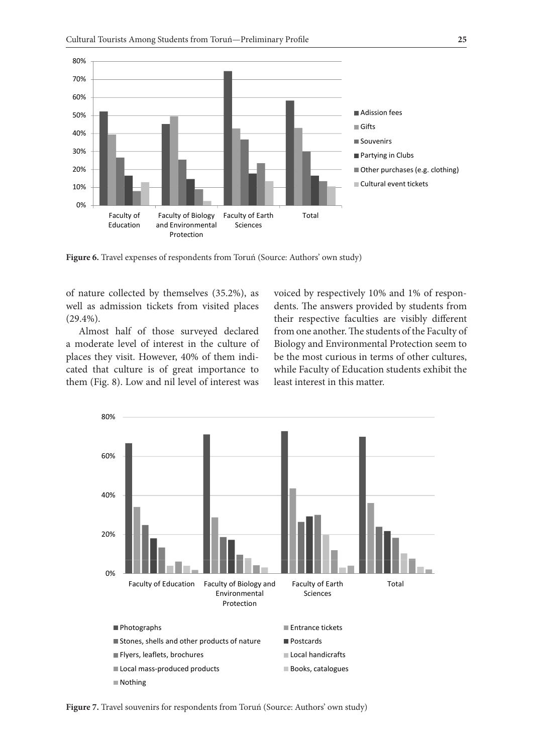**Figure 6.** Travel expenses of respondents from Toruń (Source: Authors' own study)

of nature collected by themselves (35.2%), as well as admission tickets from visited places (29.4%).

Almost half of those surveyed declared a moderate level of interest in the culture of places they visit. However, 40% of them indicated that culture is of great importance to them (Fig. 8). Low and nil level of interest was voiced by respectively 10% and 1% of respondents. The answers provided by students from their respective faculties are visibly different from one another. The students of the Faculty of Biology and Environmental Protection seem to be the most curious in terms of other cultures, while Faculty of Education students exhibit the least interest in this matter.

**Figure 7.** Travel souvenirs for respondents from Toruń (Source: Authors' own study)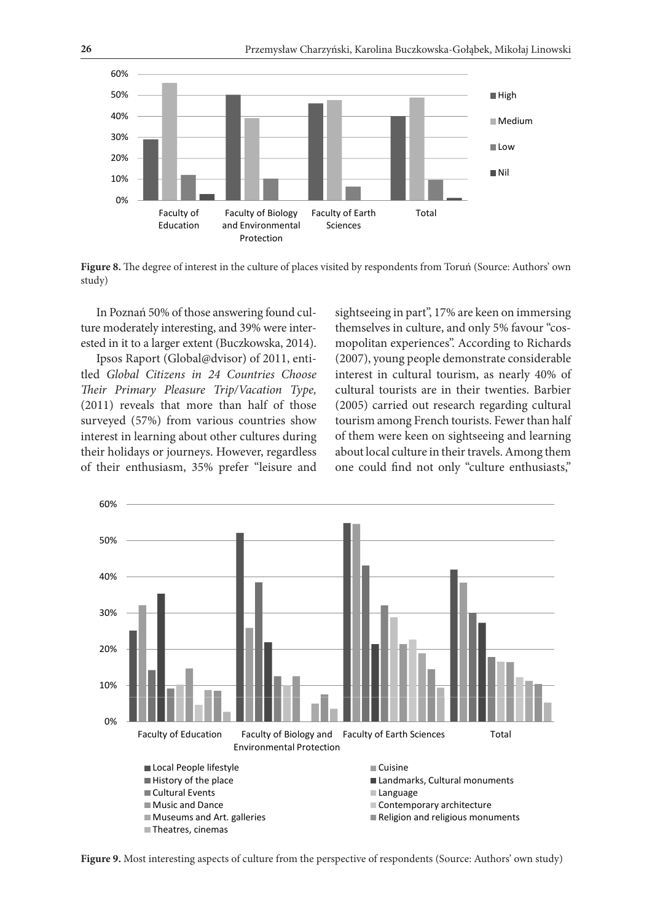**Figure 8.** The degree of interest in the culture of places visited by respondents from Toruń (Source: Authors' own study)

In Poznań 50% of those answering found culture moderately interesting, and 39% were interested in it to a larger extent (Buczkowska, 2014).

Ipsos Raport (Global@dvisor) of 2011, entitled *Global Citizens in 24 Countries Choose Their Primary Pleasure Trip/Vacation Type,* (2011) reveals that more than half of those surveyed (57%) from various countries show interest in learning about other cultures during their holidays or journeys. However, regardless of their enthusiasm, 35% prefer "leisure and sightseeing in part", 17% are keen on immersing themselves in culture, and only 5% favour "cosmopolitan experiences". According to Richards (2007), young people demonstrate considerable interest in cultural tourism, as nearly 40% of cultural tourists are in their twenties. Barbier (2005) carried out research regarding cultural tourism among French tourists. Fewer than half of them were keen on sightseeing and learning about local culture in their travels. Among them one could find not only "culture enthusiasts,"

**Figure 9.** Most interesting aspects of culture from the perspective of respondents (Source: Authors' own study)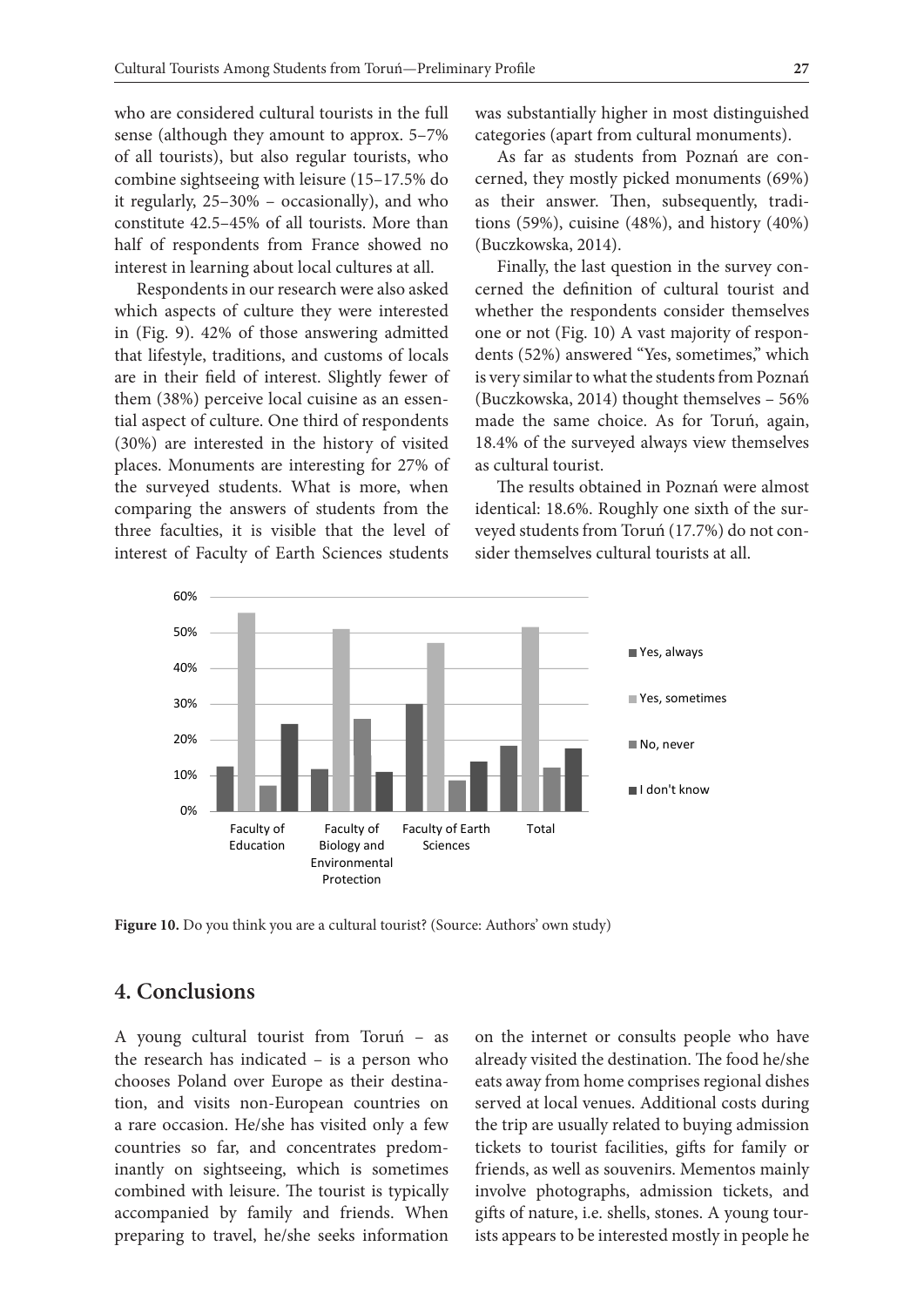who are considered cultural tourists in the full sense (although they amount to approx. 5–7% of all tourists), but also regular tourists, who combine sightseeing with leisure (15–17.5% do it regularly, 25–30% – occasionally), and who constitute 42.5–45% of all tourists. More than half of respondents from France showed no interest in learning about local cultures at all.

Respondents in our research were also asked which aspects of culture they were interested in (Fig. 9). 42% of those answering admitted that lifestyle, traditions, and customs of locals are in their field of interest. Slightly fewer of them (38%) perceive local cuisine as an essential aspect of culture. One third of respondents (30%) are interested in the history of visited places. Monuments are interesting for 27% of the surveyed students. What is more, when comparing the answers of students from the three faculties, it is visible that the level of interest of Faculty of Earth Sciences students was substantially higher in most distinguished categories (apart from cultural monuments).

As far as students from Poznań are concerned, they mostly picked monuments (69%) as their answer. Then, subsequently, traditions (59%), cuisine (48%), and history (40%) (Buczkowska, 2014).

Finally, the last question in the survey concerned the definition of cultural tourist and whether the respondents consider themselves one or not (Fig. 10) A vast majority of respondents (52%) answered "Yes, sometimes," which is very similar to what the students from Poznań (Buczkowska, 2014) thought themselves – 56% made the same choice. As for Toruń, again, 18.4% of the surveyed always view themselves as cultural tourist.

The results obtained in Poznań were almost identical: 18.6%. Roughly one sixth of the surveyed students from Toruń (17.7%) do not consider themselves cultural tourists at all.

**Figure 10.** Do you think you are a cultural tourist? (Source: Authors' own study)

## 4. Conclusions

A young cultural tourist from Toruń – as the research has indicated – is a person who chooses Poland over Europe as their destination, and visits non-European countries on a rare occasion. He/she has visited only a few countries so far, and concentrates predominantly on sightseeing, which is sometimes combined with leisure. The tourist is typically accompanied by family and friends. When preparing to travel, he/she seeks information on the internet or consults people who have already visited the destination. The food he/she eats away from home comprises regional dishes served at local venues. Additional costs during the trip are usually related to buying admission tickets to tourist facilities, gifts for family or friends, as well as souvenirs. Mementos mainly involve photographs, admission tickets, and gifts of nature, i.e. shells, stones. A young tourists appears to be interested mostly in people he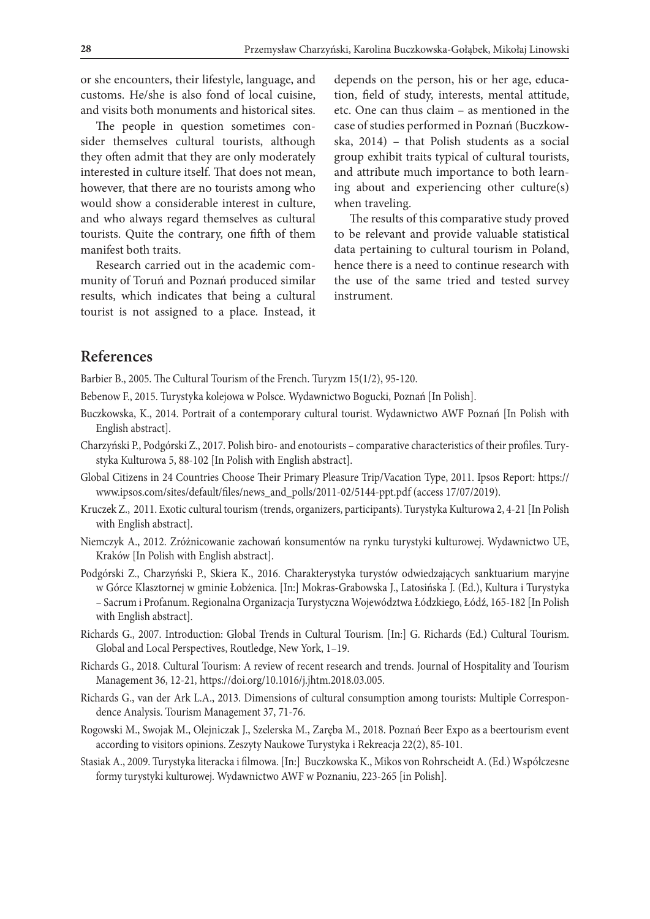or she encounters, their lifestyle, language, and customs. He/she is also fond of local cuisine, and visits both monuments and historical sites.

The people in question sometimes consider themselves cultural tourists, although they often admit that they are only moderately interested in culture itself. That does not mean, however, that there are no tourists among who would show a considerable interest in culture, and who always regard themselves as cultural tourists. Quite the contrary, one fifth of them manifest both traits.

Research carried out in the academic community of Toruń and Poznań produced similar results, which indicates that being a cultural tourist is not assigned to a place. Instead, it depends on the person, his or her age, education, field of study, interests, mental attitude, etc. One can thus claim – as mentioned in the case of studies performed in Poznań (Buczkowska, 2014) – that Polish students as a social group exhibit traits typical of cultural tourists, and attribute much importance to both learning about and experiencing other culture(s) when traveling.

The results of this comparative study proved to be relevant and provide valuable statistical data pertaining to cultural tourism in Poland, hence there is a need to continue research with the use of the same tried and tested survey instrument.

## References

Barbier B., 2005. The Cultural Tourism of the French. Turyzm 15(1/2), 95-120.

Bebenow F., 2015. Turystyka kolejowa w Polsce. Wydawnictwo Bogucki, Poznań [In Polish].

Buczkowska, K., 2014. Portrait of a contemporary cultural tourist. Wydawnictwo AWF Poznań [In Polish with English abstract].

Charzyński P., Podgórski Z., 2017. Polish biro- and enotourists – comparative characteristics of their profiles. Turystyka Kulturowa 5, 88-102 [In Polish with English abstract].

Global Citizens in 24 Countries Choose Their Primary Pleasure Trip/Vacation Type, 2011. Ipsos Report: https://www.ipsos.com/sites/default/files/news_and_polls/2011-02/5144-ppt.pdf (access 17/07/2019).

Kruczek Z., 2011. Exotic cultural tourism (trends, organizers, participants). Turystyka Kulturowa 2, 4-21 [In Polish with English abstract].

Niemczyk A., 2012. Zróżnicowanie zachowań konsumentów na rynku turystyki kulturowej. Wydawnictwo UE, Kraków [In Polish with English abstract].

Podgórski Z., Charzyński P., Skiera K., 2016. Charakterystyka turystów odwiedzających sanktuarium maryjne w Górce Klasztornej w gminie Łobżenica. [In:] Mokras-Grabowska J., Latosińska J. (Ed.), Kultura i Turystyka – Sacrum i Profanum. Regionalna Organizacja Turystyczna Województwa Łódzkiego, Łódź, 165-182 [In Polish with English abstract].

Richards G., 2007. Introduction: Global Trends in Cultural Tourism. [In:] G. Richards (Ed.) Cultural Tourism. Global and Local Perspectives, Routledge, New York, 1–19.

Richards G., 2018. Cultural Tourism: A review of recent research and trends. Journal of Hospitality and Tourism Management 36, 12-21, https://doi.org/10.1016/j.jhtm.2018.03.005.

Richards G., van der Ark L.A., 2013. Dimensions of cultural consumption among tourists: Multiple Correspondence Analysis. Tourism Management 37, 71-76.

Rogowski M., Swojak M., Olejniczak J., Szelerska M., Zaręba M., 2018. Poznań Beer Expo as a beertourism event according to visitors opinions. Zeszyty Naukowe Turystyka i Rekreacja 22(2), 85-101.

Stasiak A., 2009. Turystyka literacka i filmowa. [In:] Buczkowska K., Mikos von Rohrscheidt A. (Ed.) Współczesne formy turystyki kulturowej. Wydawnictwo AWF w Poznaniu, 223-265 [in Polish].